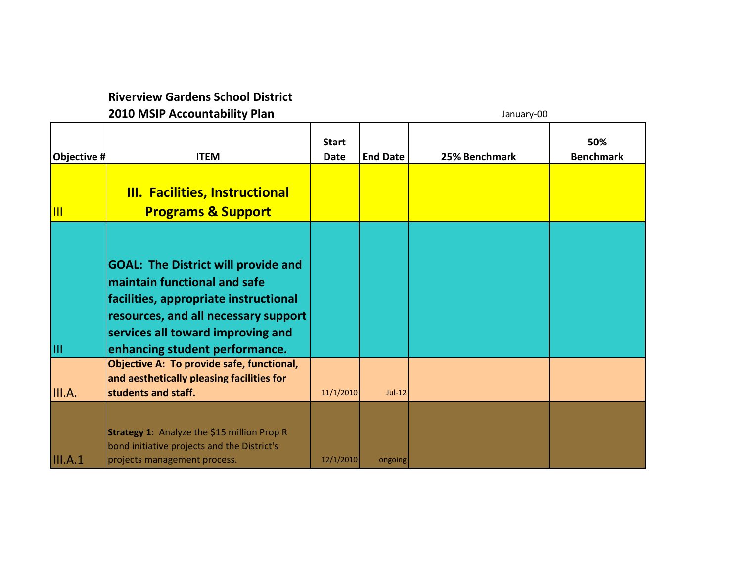**Riverview Gardens School District**
**2010 MSIP Accountability Plan**

January-00

| Objective # | ITEM | Start Date | End Date | 25% Benchmark | 50% Benchmark |
|---|---|---|---|---|---|
| III | **III. Facilities, Instructional Programs & Support** | | | | |
| III | **GOAL: The District will provide and maintain functional and safe facilities, appropriate instructional resources, and all necessary support services all toward improving and enhancing student performance.** | | | | |
| III.A. | **Objective A: To provide safe, functional, and aesthetically pleasing facilities for students and staff.** | 11/1/2010 | Jul-12 | | |
| III.A.1 | **Strategy 1**: Analyze the $15 million Prop R bond initiative projects and the District's projects management process. | 12/1/2010 | ongoing | | |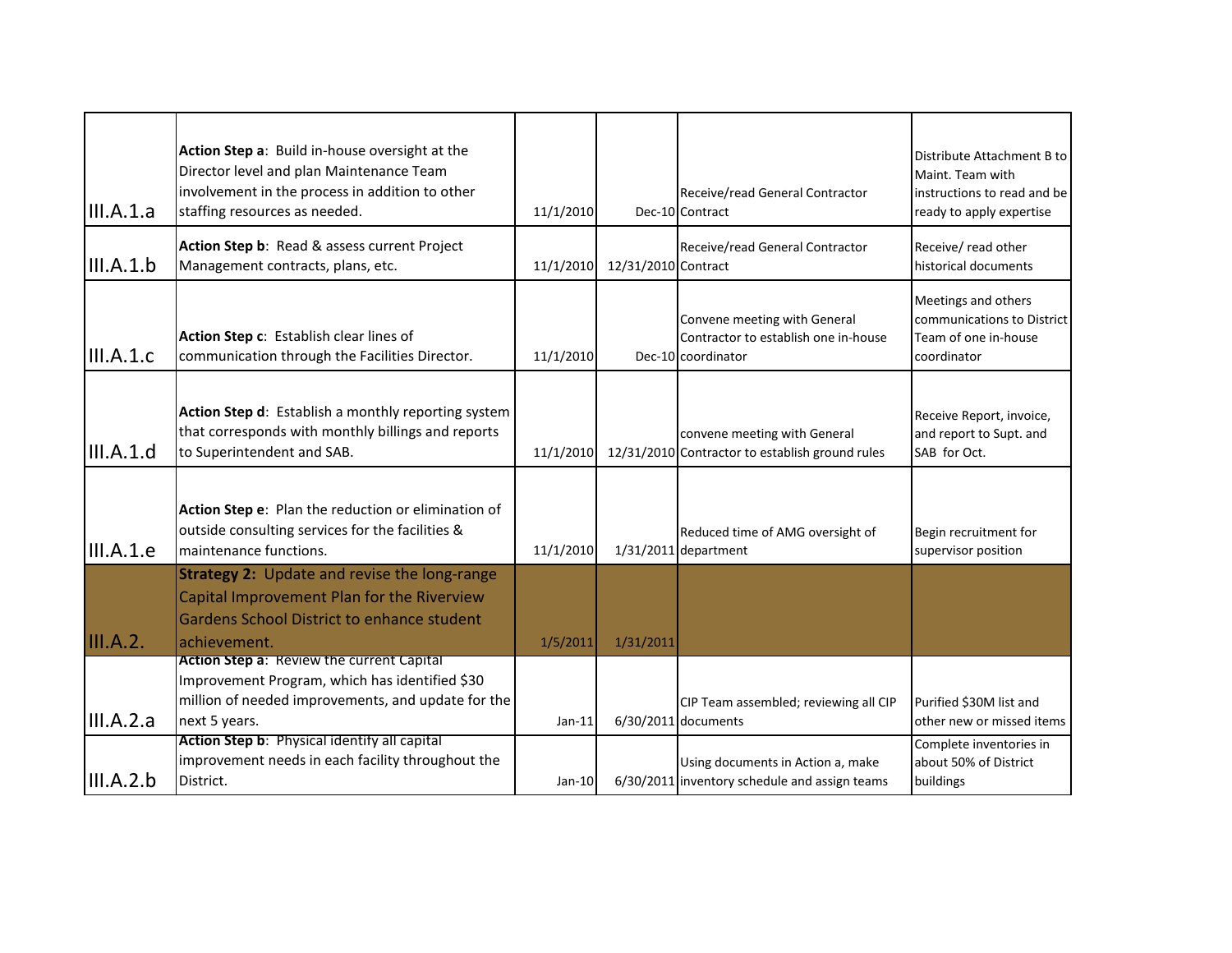| | | | | | |
|---|---|---|---|---|---|
| III.A.1.a | **Action Step a**: Build in-house oversight at the Director level and plan Maintenance Team involvement in the process in addition to other staffing resources as needed. | 11/1/2010 | Dec-10 | Receive/read General Contractor Contract | Distribute Attachment B to Maint. Team with instructions to read and be ready to apply expertise |
| III.A.1.b | **Action Step b**: Read & assess current Project Management contracts, plans, etc. | 11/1/2010 | 12/31/2010 | Receive/read General Contractor Contract | Receive/ read other historical documents |
| III.A.1.c | **Action Step c**: Establish clear lines of communication through the Facilities Director. | 11/1/2010 | Dec-10 | Convene meeting with General Contractor to establish one in-house coordinator | Meetings and others communications to District Team of one in-house coordinator |
| III.A.1.d | **Action Step d**: Establish a monthly reporting system that corresponds with monthly billings and reports to Superintendent and SAB. | 11/1/2010 | 12/31/2010 | convene meeting with General Contractor to establish ground rules | Receive Report, invoice, and report to Supt. and SAB for Oct. |
| III.A.1.e | **Action Step e**: Plan the reduction or elimination of outside consulting services for the facilities & maintenance functions. | 11/1/2010 | 1/31/2011 | Reduced time of AMG oversight of department | Begin recruitment for supervisor position |
| III.A.2. | **Strategy 2:** Update and revise the long-range Capital Improvement Plan for the Riverview Gardens School District to enhance student achievement. | 1/5/2011 | 1/31/2011 | | |
| III.A.2.a | **Action Step a**: Review the current Capital Improvement Program, which has identified $30 million of needed improvements, and update for the next 5 years. | Jan-11 | 6/30/2011 | CIP Team assembled; reviewing all CIP documents | Purified $30M list and other new or missed items |
| III.A.2.b | **Action Step b**: Physical identify all capital improvement needs in each facility throughout the District. | Jan-10 | 6/30/2011 | Using documents in Action a, make inventory schedule and assign teams | Complete inventories in about 50% of District buildings |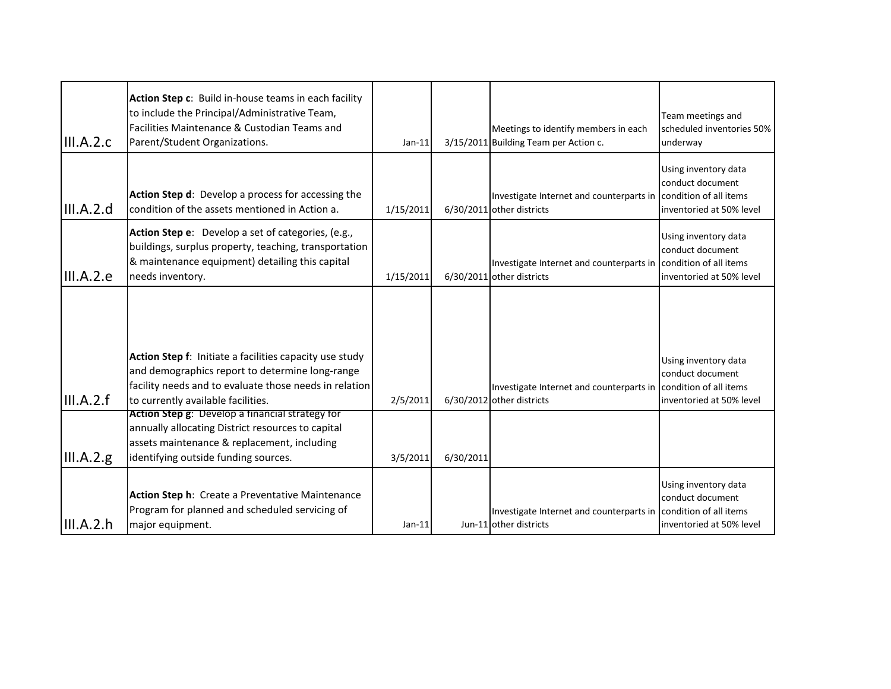| | | | | | |
|---|---|---|---|---|---|
| III.A.2.c | **Action Step c**: Build in-house teams in each facility to include the Principal/Administrative Team, Facilities Maintenance & Custodian Teams and Parent/Student Organizations. | Jan-11 | 3/15/2011 | Meetings to identify members in each Building Team per Action c. | Team meetings and scheduled inventories 50% underway |
| III.A.2.d | **Action Step d**: Develop a process for accessing the condition of the assets mentioned in Action a. | 1/15/2011 | 6/30/2011 | Investigate Internet and counterparts in other districts | Using inventory data conduct document condition of all items inventoried at 50% level |
| III.A.2.e | **Action Step e**: Develop a set of categories, (e.g., buildings, surplus property, teaching, transportation & maintenance equipment) detailing this capital needs inventory. | 1/15/2011 | 6/30/2011 | Investigate Internet and counterparts in other districts | Using inventory data conduct document condition of all items inventoried at 50% level |
| III.A.2.f | **Action Step f**: Initiate a facilities capacity use study and demographics report to determine long-range facility needs and to evaluate those needs in relation to currently available facilities. | 2/5/2011 | 6/30/2012 | Investigate Internet and counterparts in other districts | Using inventory data conduct document condition of all items inventoried at 50% level |
| III.A.2.g | **Action Step g**: Develop a financial strategy for annually allocating District resources to capital assets maintenance & replacement, including identifying outside funding sources. | 3/5/2011 | 6/30/2011 | | |
| III.A.2.h | **Action Step h**: Create a Preventative Maintenance Program for planned and scheduled servicing of major equipment. | Jan-11 | Jun-11 | Investigate Internet and counterparts in other districts | Using inventory data conduct document condition of all items inventoried at 50% level |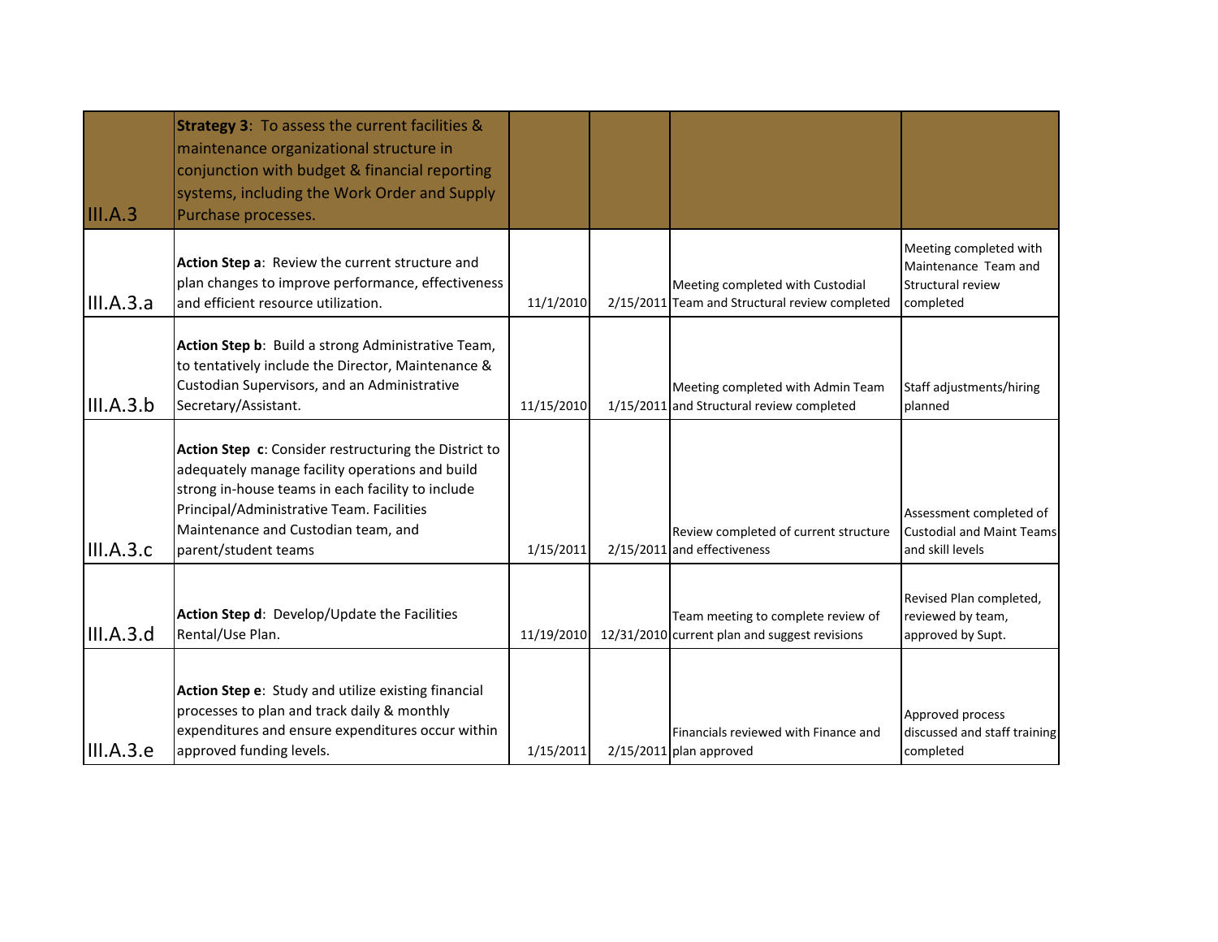| | | | | | |
|---|---|---|---|---|---|
| III.A.3 | **Strategy 3**: To assess the current facilities & maintenance organizational structure in conjunction with budget & financial reporting systems, including the Work Order and Supply Purchase processes. | | | | |
| III.A.3.a | **Action Step a**: Review the current structure and plan changes to improve performance, effectiveness and efficient resource utilization. | 11/1/2010 | 2/15/2011 | Meeting completed with Custodial Team and Structural review completed | Meeting completed with Maintenance Team and Structural review completed |
| III.A.3.b | **Action Step b**: Build a strong Administrative Team, to tentatively include the Director, Maintenance & Custodian Supervisors, and an Administrative Secretary/Assistant. | 11/15/2010 | 1/15/2011 | Meeting completed with Admin Team and Structural review completed | Staff adjustments/hiring planned |
| III.A.3.c | **Action Step c**: Consider restructuring the District to adequately manage facility operations and build strong in-house teams in each facility to include Principal/Administrative Team. Facilities Maintenance and Custodian team, and parent/student teams | 1/15/2011 | 2/15/2011 | Review completed of current structure and effectiveness | Assessment completed of Custodial and Maint Teams and skill levels |
| III.A.3.d | **Action Step d**: Develop/Update the Facilities Rental/Use Plan. | 11/19/2010 | 12/31/2010 | Team meeting to complete review of current plan and suggest revisions | Revised Plan completed, reviewed by team, approved by Supt. |
| III.A.3.e | **Action Step e**: Study and utilize existing financial processes to plan and track daily & monthly expenditures and ensure expenditures occur within approved funding levels. | 1/15/2011 | 2/15/2011 | Financials reviewed with Finance and plan approved | Approved process discussed and staff training completed |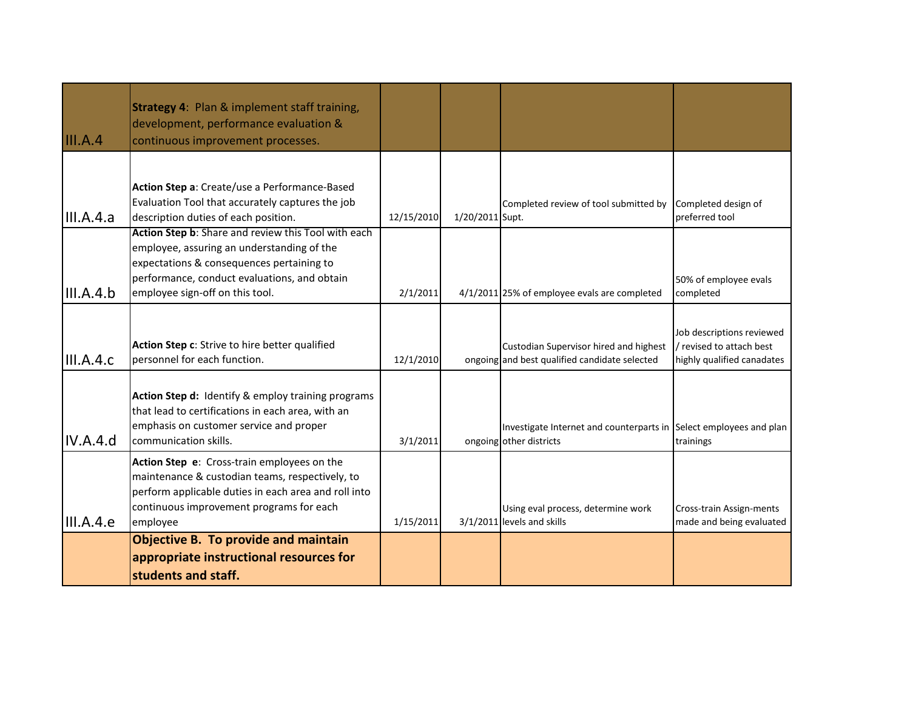| III.A.4 | **Strategy 4**: Plan & implement staff training, development, performance evaluation & continuous improvement processes. | | | | |
|---|---|---|---|---|---|
| III.A.4.a | **Action Step a**: Create/use a Performance-Based Evaluation Tool that accurately captures the job description duties of each position. | 12/15/2010 | 1/20/2011 | Completed review of tool submitted by Supt. | Completed design of preferred tool |
| III.A.4.b | **Action Step b**: Share and review this Tool with each employee, assuring an understanding of the expectations & consequences pertaining to performance, conduct evaluations, and obtain employee sign-off on this tool. | 2/1/2011 | 4/1/2011 | 25% of employee evals are completed | 50% of employee evals completed |
| III.A.4.c | **Action Step c**: Strive to hire better qualified personnel for each function. | 12/1/2010 | ongoing | Custodian Supervisor hired and highest and best qualified candidate selected | Job descriptions reviewed / revised to attach best highly qualified canadates |
| IV.A.4.d | **Action Step d:** Identify & employ training programs that lead to certifications in each area, with an emphasis on customer service and proper communication skills. | 3/1/2011 | ongoing | Investigate Internet and counterparts in other districts | Select employees and plan trainings |
| III.A.4.e | **Action Step e**: Cross-train employees on the maintenance & custodian teams, respectively, to perform applicable duties in each area and roll into continuous improvement programs for each employee | 1/15/2011 | 3/1/2011 | Using eval process, determine work levels and skills | Cross-train Assign-ments made and being evaluated |
| | **Objective B. To provide and maintain appropriate instructional resources for students and staff.** | | | | |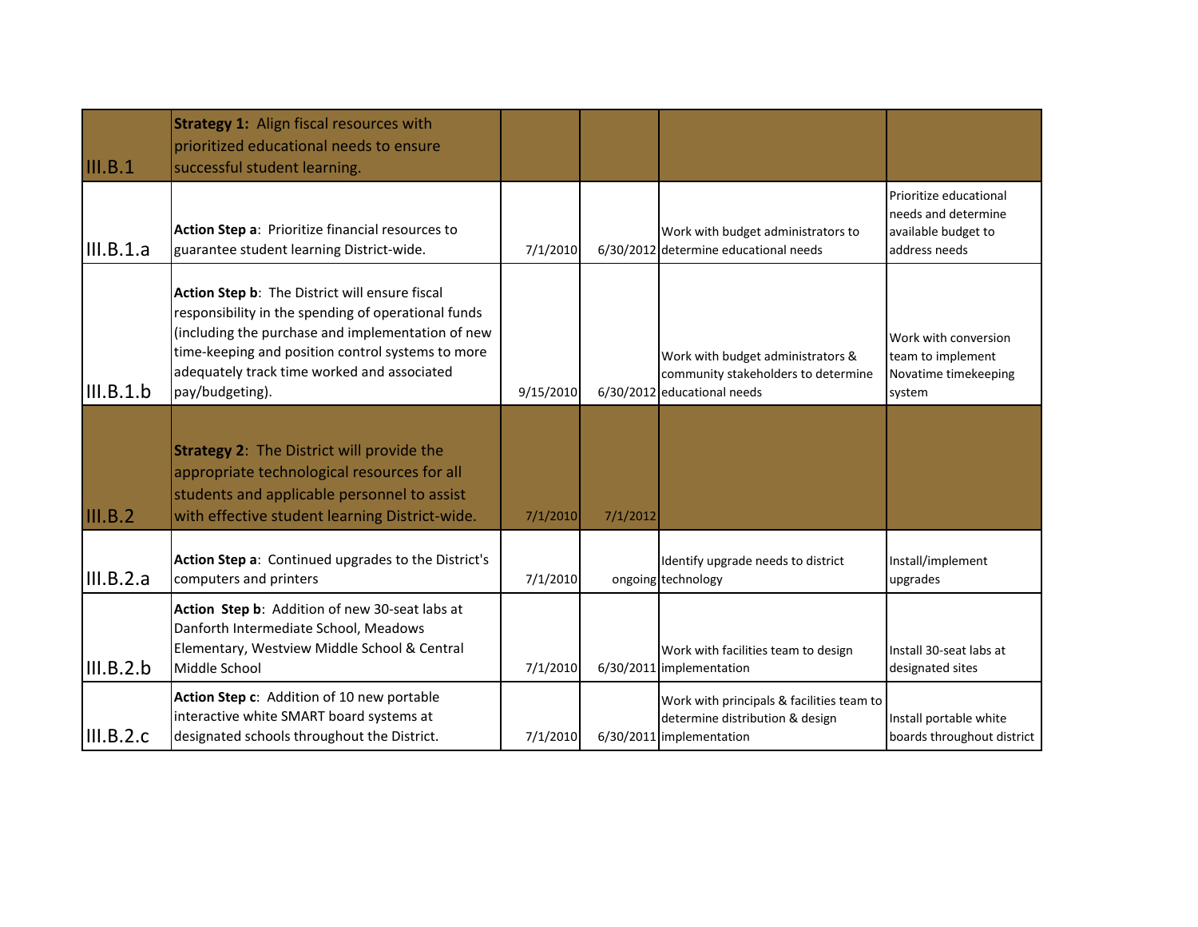| | | | | | |
|---|---|---|---|---|---|
| III.B.1 | **Strategy 1:** Align fiscal resources with prioritized educational needs to ensure successful student learning. | | | | |
| III.B.1.a | **Action Step a**: Prioritize financial resources to guarantee student learning District-wide. | 7/1/2010 | 6/30/2012 | Work with budget administrators to determine educational needs | Prioritize educational needs and determine available budget to address needs |
| III.B.1.b | **Action Step b**: The District will ensure fiscal responsibility in the spending of operational funds (including the purchase and implementation of new time-keeping and position control systems to more adequately track time worked and associated pay/budgeting). | 9/15/2010 | 6/30/2012 | Work with budget administrators & community stakeholders to determine educational needs | Work with conversion team to implement Novatime timekeeping system |
| III.B.2 | **Strategy 2**: The District will provide the appropriate technological resources for all students and applicable personnel to assist with effective student learning District-wide. | 7/1/2010 | 7/1/2012 | | |
| III.B.2.a | **Action Step a**: Continued upgrades to the District's computers and printers | 7/1/2010 | ongoing | Identify upgrade needs to district technology | Install/implement upgrades |
| III.B.2.b | **Action Step b**: Addition of new 30-seat labs at Danforth Intermediate School, Meadows Elementary, Westview Middle School & Central Middle School | 7/1/2010 | 6/30/2011 | Work with facilities team to design implementation | Install 30-seat labs at designated sites |
| III.B.2.c | **Action Step c**: Addition of 10 new portable interactive white SMART board systems at designated schools throughout the District. | 7/1/2010 | 6/30/2011 | Work with principals & facilities team to determine distribution & design implementation | Install portable white boards throughout district |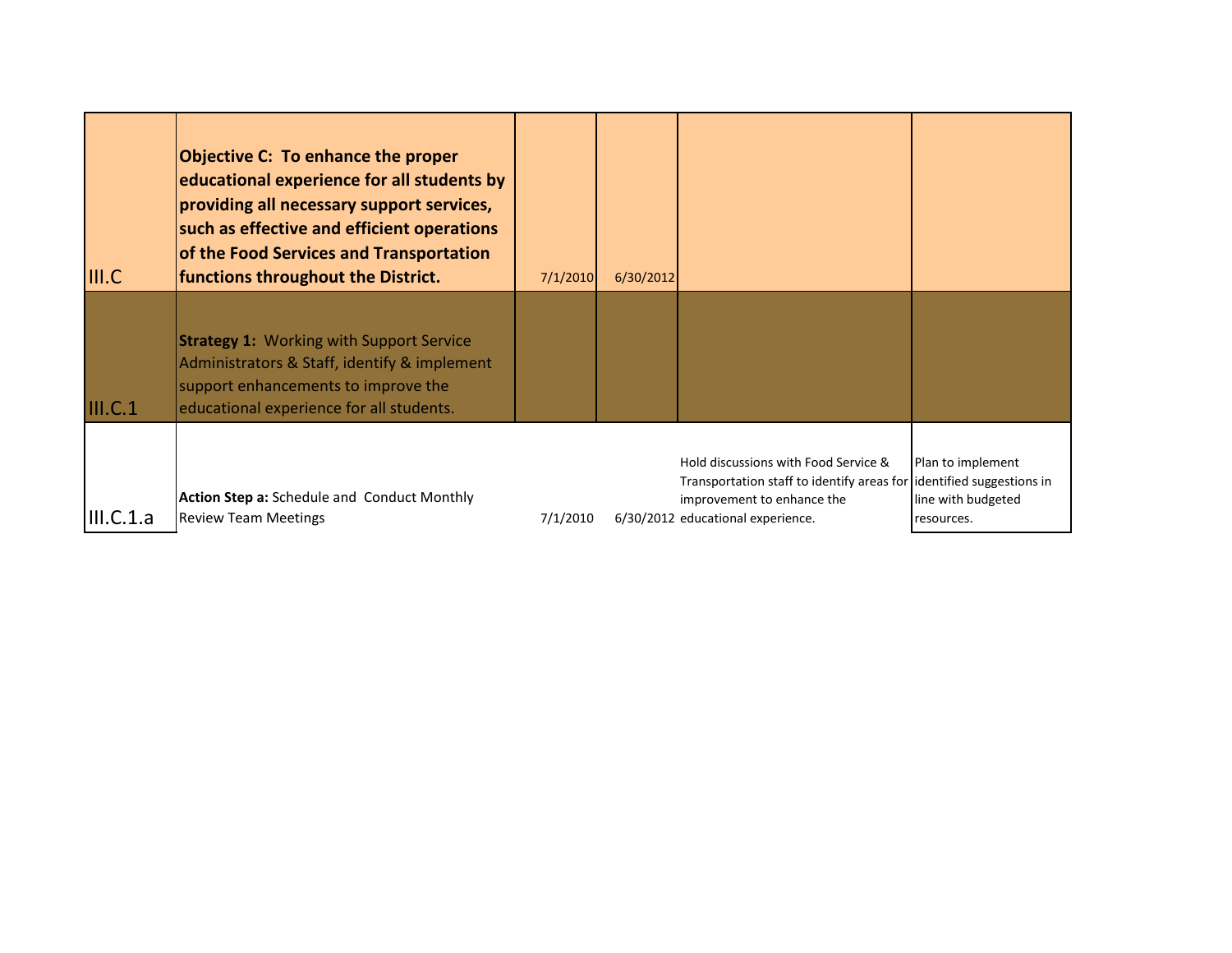| | | | | | |
|---|---|---|---|---|---|
| III.C | **Objective C: To enhance the proper educational experience for all students by providing all necessary support services, such as effective and efficient operations of the Food Services and Transportation functions throughout the District.** | 7/1/2010 | 6/30/2012 | | |
| III.C.1 | **Strategy 1:** Working with Support Service Administrators & Staff, identify & implement support enhancements to improve the educational experience for all students. | | | | |
| III.C.1.a | **Action Step a:** Schedule and Conduct Monthly Review Team Meetings | 7/1/2010 | 6/30/2012 | Hold discussions with Food Service & Transportation staff to identify areas for improvement to enhance the educational experience. | Plan to implement identified suggestions in line with budgeted resources. |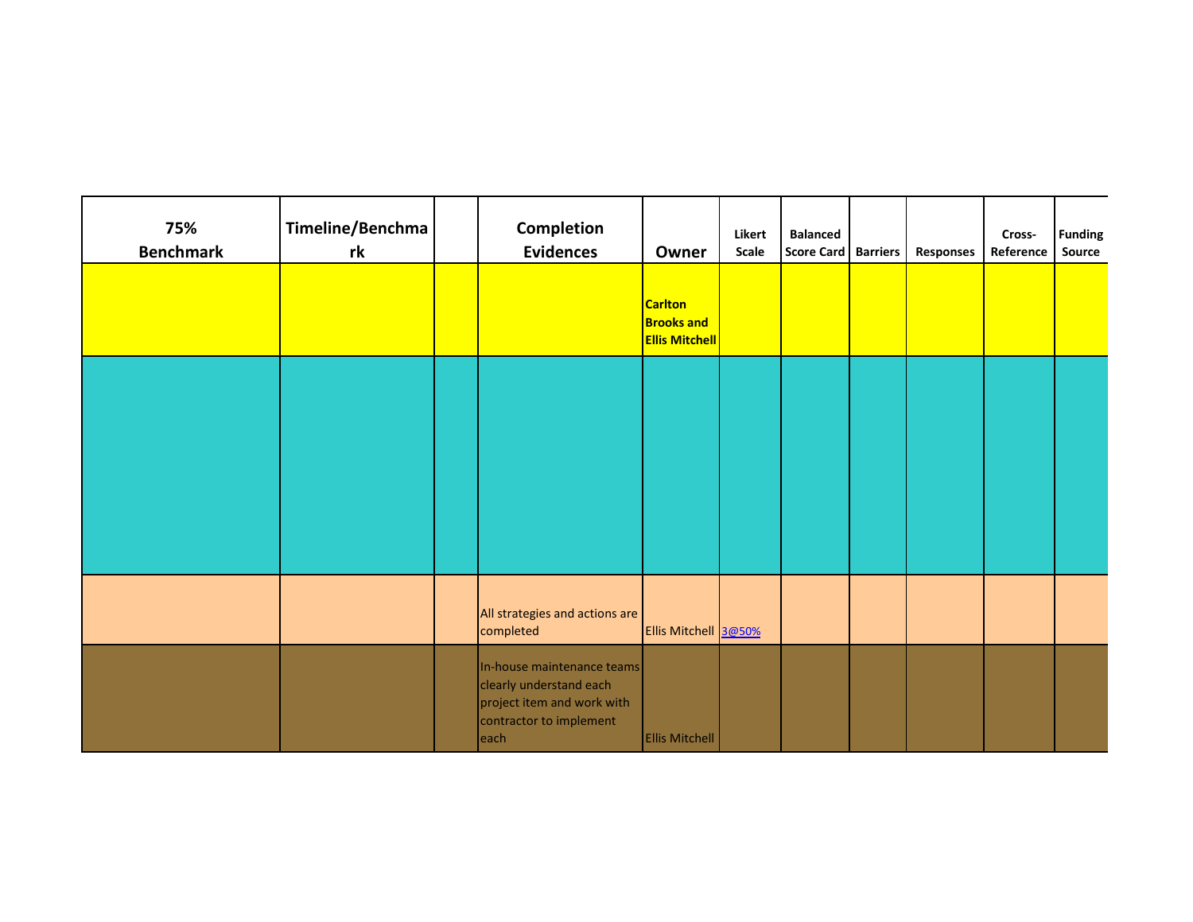| 75% Benchmark | Timeline/Benchmark | | Completion Evidences | Owner | Likert Scale | Balanced Score Card | Barriers | Responses | Cross-Reference | Funding Source |
|---|---|---|---|---|---|---|---|---|---|---|
| | | | | **Carlton Brooks and Ellis Mitchell** | | | | | | |
| | | | | | | | | | | |
| | | | All strategies and actions are completed | Ellis Mitchell | 3@50% | | | | | |
| | | | In-house maintenance teams clearly understand each project item and work with contractor to implement each | Ellis Mitchell | | | | | | |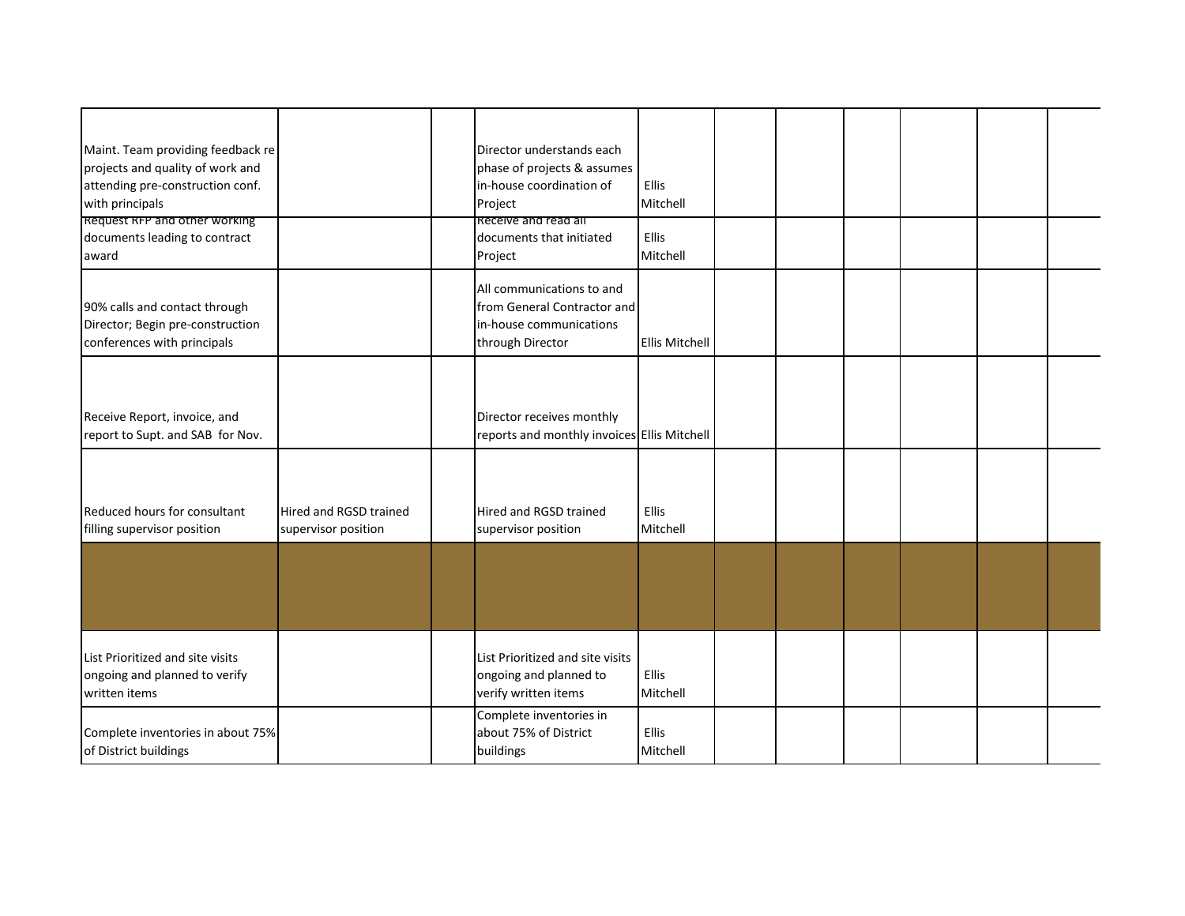| | | | | | | | | | | |
|---|---|---|---|---|---|---|---|---|---|---|
| Maint. Team providing feedback re projects and quality of work and attending pre-construction conf. with principals | | | Director understands each phase of projects & assumes in-house coordination of Project | Ellis Mitchell | | | | | | |
| Request RFP and other working documents leading to contract award | | | Receive and read all documents that initiated Project | Ellis Mitchell | | | | | | |
| 90% calls and contact through Director; Begin pre-construction conferences with principals | | | All communications to and from General Contractor and in-house communications through Director | Ellis Mitchell | | | | | | |
| Receive Report, invoice, and report to Supt. and SAB for Nov. | | | Director receives monthly reports and monthly invoices | Ellis Mitchell | | | | | | |
| Reduced hours for consultant filling supervisor position | Hired and RGSD trained supervisor position | | Hired and RGSD trained supervisor position | Ellis Mitchell | | | | | | |
| | | | | | | | | | | |
| List Prioritized and site visits ongoing and planned to verify written items | | | List Prioritized and site visits ongoing and planned to verify written items | Ellis Mitchell | | | | | | |
| Complete inventories in about 75% of District buildings | | | Complete inventories in about 75% of District buildings | Ellis Mitchell | | | | | | |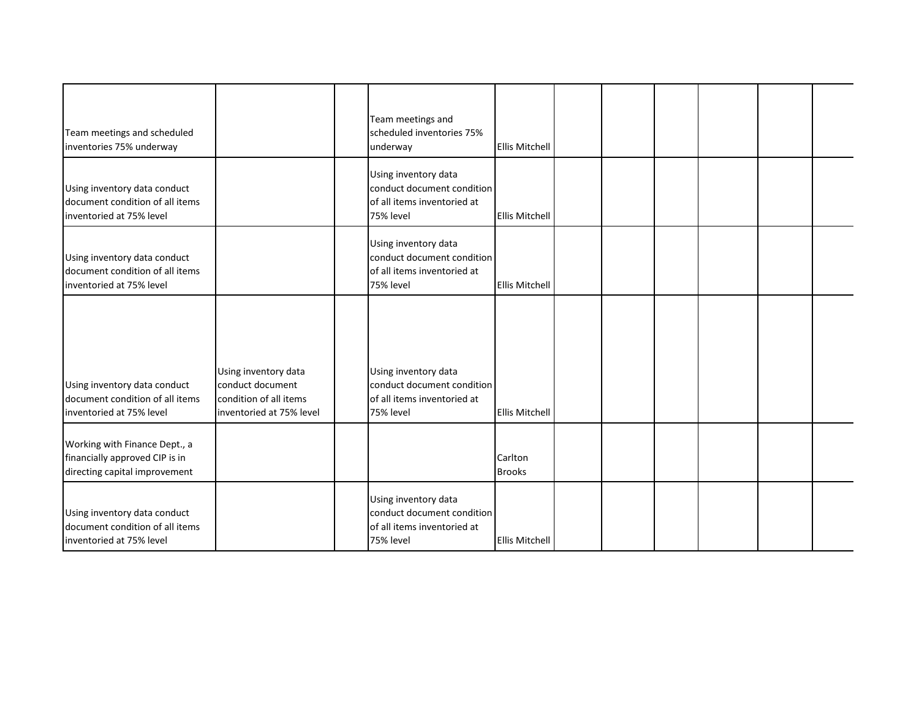| | | | | | | | | | | |
|---|---|---|---|---|---|---|---|---|---|---|
| Team meetings and scheduled inventories 75% underway | | | Team meetings and scheduled inventories 75% underway | Ellis Mitchell | | | | | | |
| Using inventory data conduct document condition of all items inventoried at 75% level | | | Using inventory data conduct document condition of all items inventoried at 75% level | Ellis Mitchell | | | | | | |
| Using inventory data conduct document condition of all items inventoried at 75% level | | | Using inventory data conduct document condition of all items inventoried at 75% level | Ellis Mitchell | | | | | | |
| Using inventory data conduct document condition of all items inventoried at 75% level | Using inventory data conduct document condition of all items inventoried at 75% level | | Using inventory data conduct document condition of all items inventoried at 75% level | Ellis Mitchell | | | | | | |
| Working with Finance Dept., a financially approved CIP is in directing capital improvement | | | | Carlton Brooks | | | | | | |
| Using inventory data conduct document condition of all items inventoried at 75% level | | | Using inventory data conduct document condition of all items inventoried at 75% level | Ellis Mitchell | | | | | | |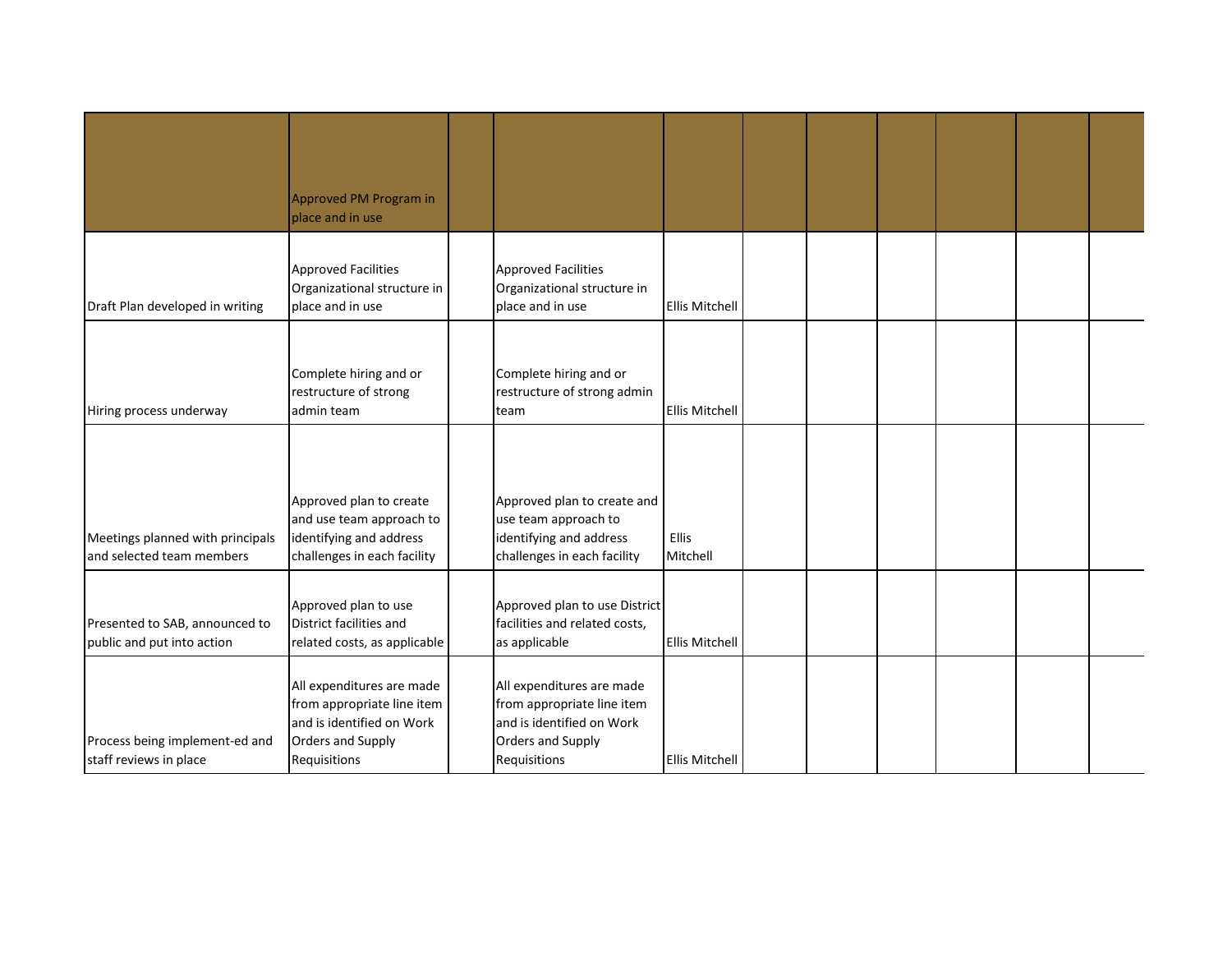| | | | | | | | | | | |
|---|---|---|---|---|---|---|---|---|---|---|
| | Approved PM Program in place and in use | | | | | | | | | |
| Draft Plan developed in writing | Approved Facilities Organizational structure in place and in use | | Approved Facilities Organizational structure in place and in use | Ellis Mitchell | | | | | | |
| Hiring process underway | Complete hiring and or restructure of strong admin team | | Complete hiring and or restructure of strong admin team | Ellis Mitchell | | | | | | |
| Meetings planned with principals and selected team members | Approved plan to create and use team approach to identifying and address challenges in each facility | | Approved plan to create and use team approach to identifying and address challenges in each facility | Ellis Mitchell | | | | | | |
| Presented to SAB, announced to public and put into action | Approved plan to use District facilities and related costs, as applicable | | Approved plan to use District facilities and related costs, as applicable | Ellis Mitchell | | | | | | |
| Process being implement-ed and staff reviews in place | All expenditures are made from appropriate line item and is identified on Work Orders and Supply Requisitions | | All expenditures are made from appropriate line item and is identified on Work Orders and Supply Requisitions | Ellis Mitchell | | | | | | |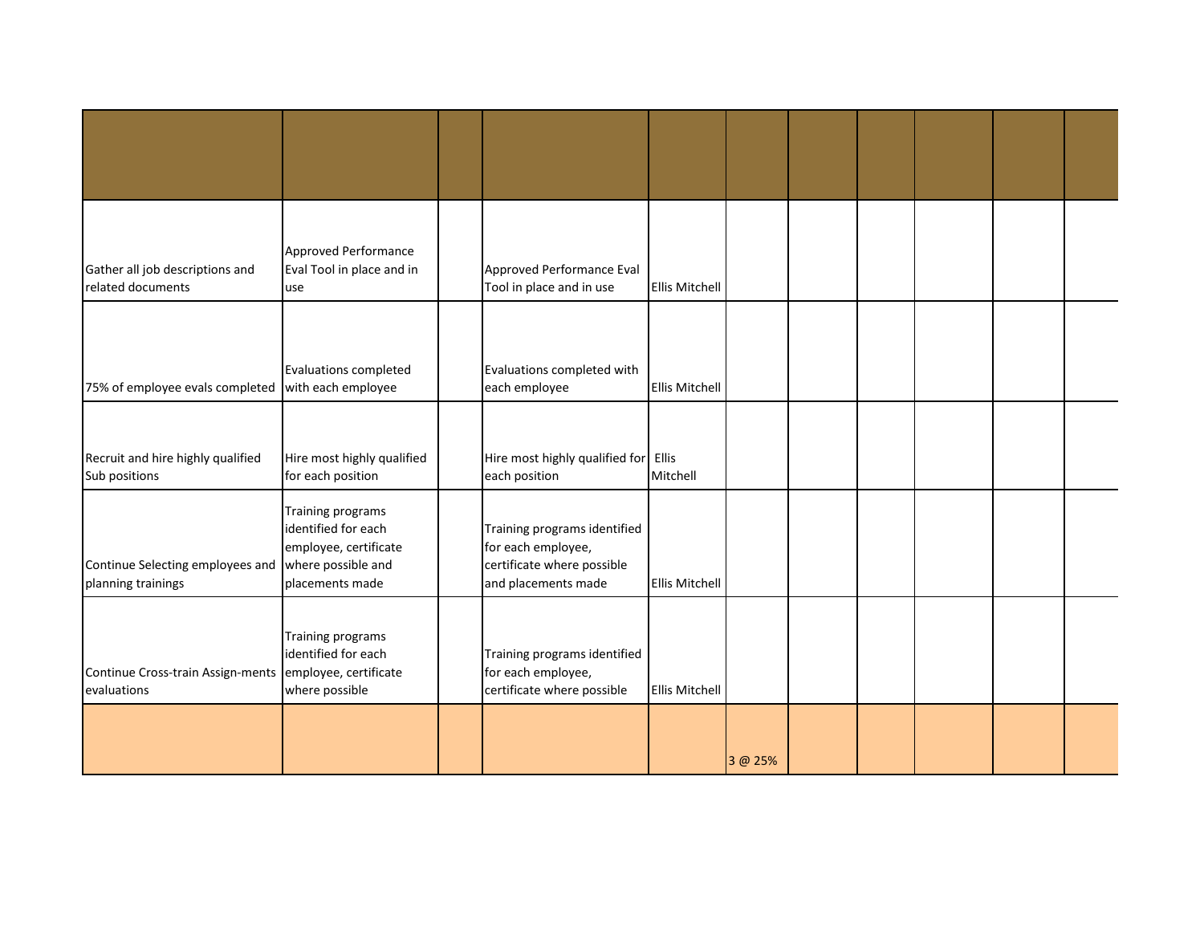| | | | | | | | | | | |
|---|---|---|---|---|---|---|---|---|---|---|
| Gather all job descriptions and related documents | Approved Performance Eval Tool in place and in use | | Approved Performance Eval Tool in place and in use | Ellis Mitchell | | | | | | |
| 75% of employee evals completed | Evaluations completed with each employee | | Evaluations completed with each employee | Ellis Mitchell | | | | | | |
| Recruit and hire highly qualified Sub positions | Hire most highly qualified for each position | | Hire most highly qualified for each position | Ellis Mitchell | | | | | | |
| Continue Selecting employees and planning trainings | Training programs identified for each employee, certificate where possible and placements made | | Training programs identified for each employee, certificate where possible and placements made | Ellis Mitchell | | | | | | |
| Continue Cross-train Assign-ments evaluations | Training programs identified for each employee, certificate where possible | | Training programs identified for each employee, certificate where possible | Ellis Mitchell | | | | | | |
| | | | | | 3 @ 25% | | | | | |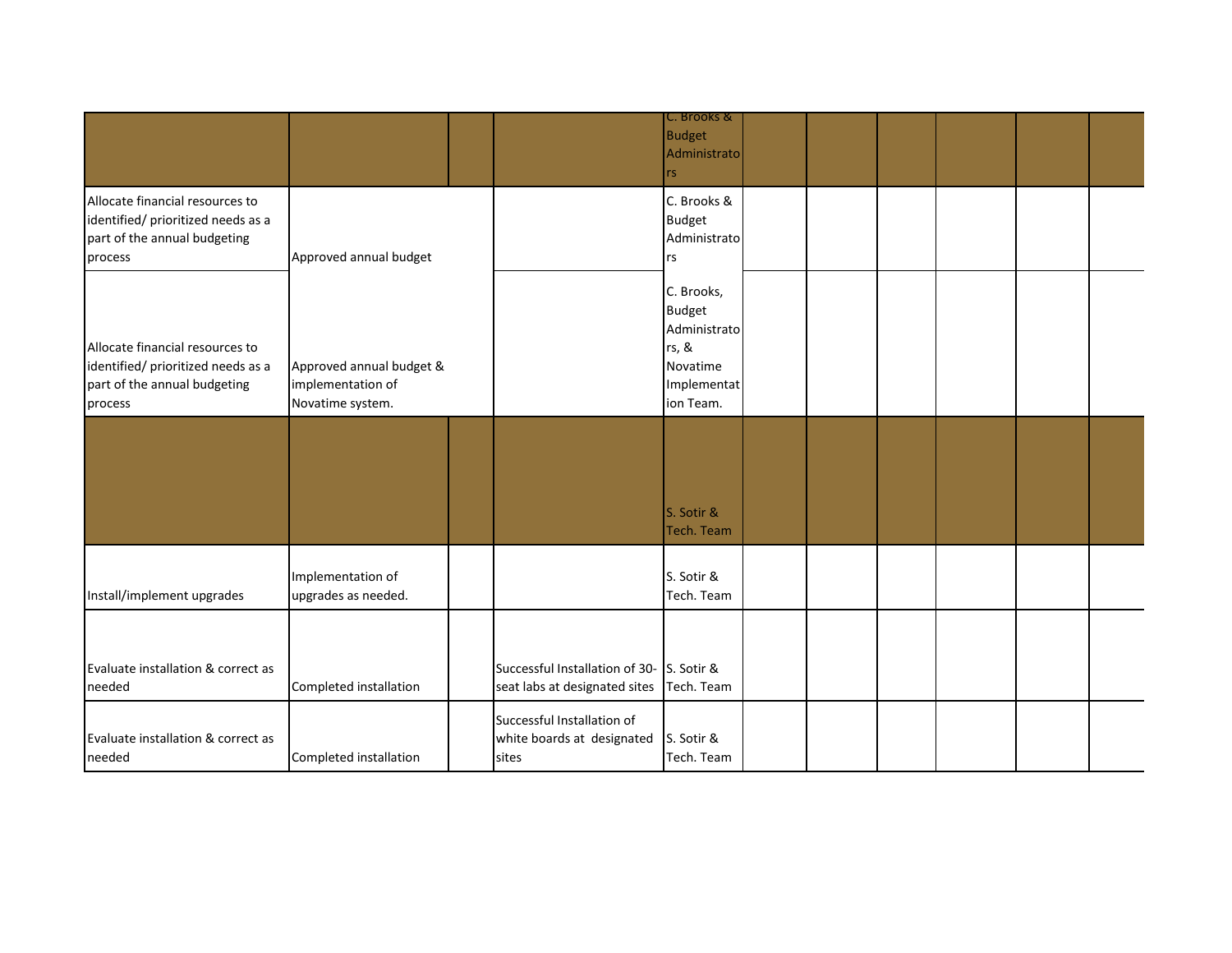| | | | | | | | | | | |
|---|---|---|---|---|---|---|---|---|---|---|
| | | | | C. Brooks & Budget Administrators | | | | | | |
| Allocate financial resources to identified/ prioritized needs as a part of the annual budgeting process | Approved annual budget | | | C. Brooks & Budget Administrators | | | | | | |
| Allocate financial resources to identified/ prioritized needs as a part of the annual budgeting process | Approved annual budget & implementation of Novatime system. | | | C. Brooks, Budget Administrators, & Novatime Implementation Team. | | | | | | |
| | | | | S. Sotir & Tech. Team | | | | | | |
| Install/implement upgrades | Implementation of upgrades as needed. | | | S. Sotir & Tech. Team | | | | | | |
| Evaluate installation & correct as needed | Completed installation | | Successful Installation of 30-seat labs at designated sites | S. Sotir & Tech. Team | | | | | | |
| Evaluate installation & correct as needed | Completed installation | | Successful Installation of white boards at designated sites | S. Sotir & Tech. Team | | | | | | |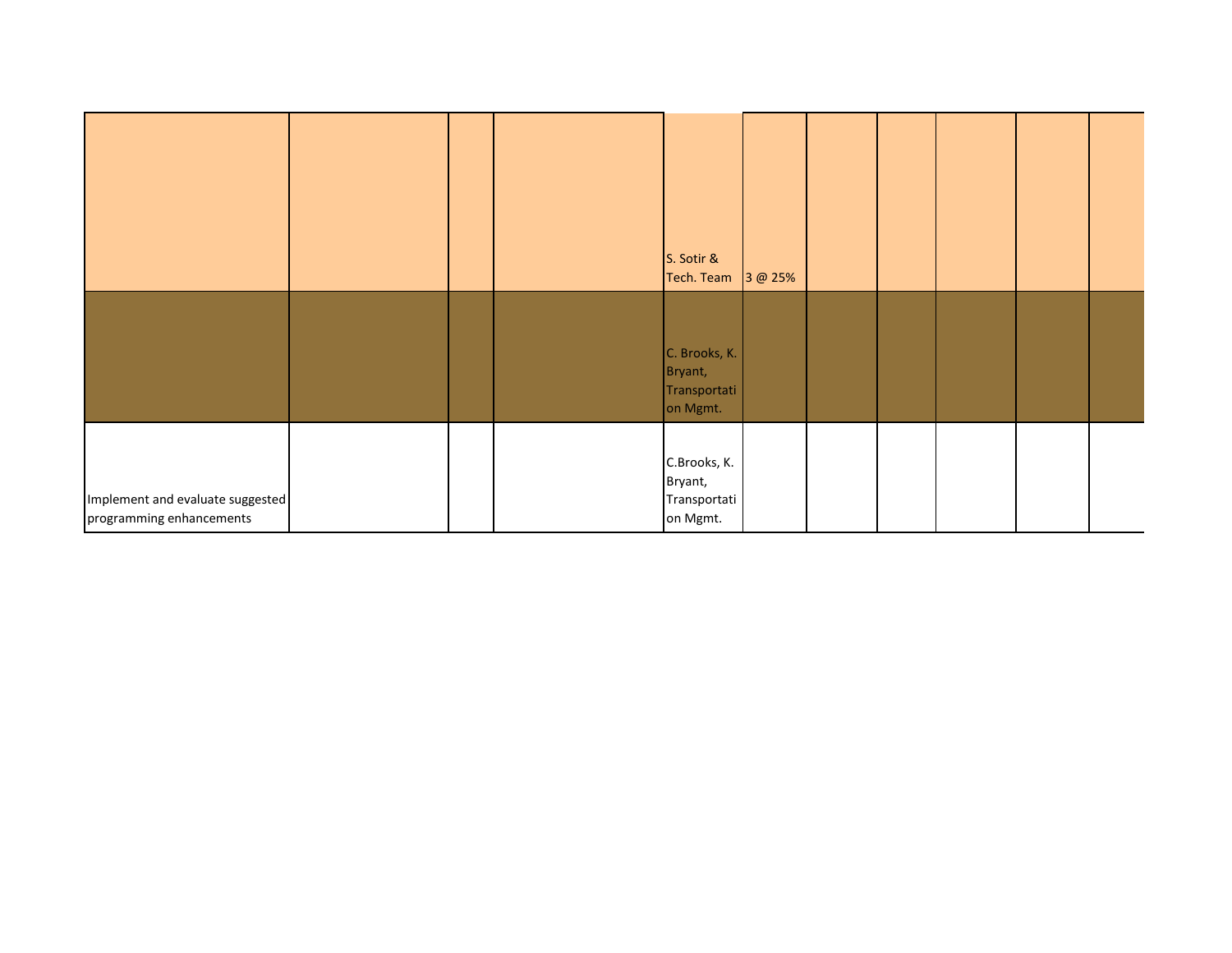| | | | | | | | | | | |
|---|---|---|---|---|---|---|---|---|---|---|
| | | | | S. Sotir & Tech. Team | 3 @ 25% | | | | | |
| | | | | C. Brooks, K. Bryant, Transportation Mgmt. | | | | | | |
| Implement and evaluate suggested programming enhancements | | | | C.Brooks, K. Bryant, Transportation Mgmt. | | | | | | |